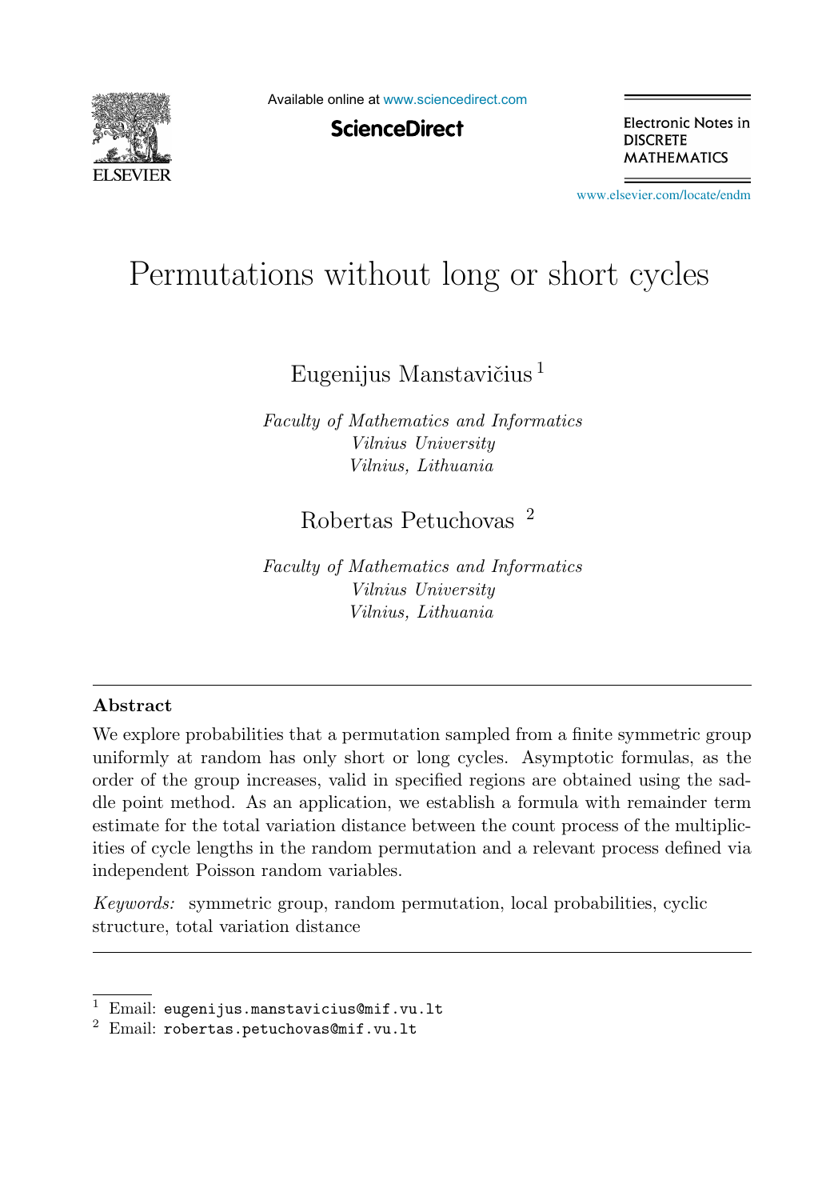# Permutations without long or short cycles

Eugenijus Manstavičius [1]

*Faculty of Mathematics and Informatics*
*Vilnius University*
*Vilnius, Lithuania*

Robertas Petuchovas [2]

*Faculty of Mathematics and Informatics*
*Vilnius University*
*Vilnius, Lithuania*

---

### Abstract

We explore probabilities that a permutation sampled from a finite symmetric group uniformly at random has only short or long cycles. Asymptotic formulas, as the order of the group increases, valid in specified regions are obtained using the saddle point method. As an application, we establish a formula with remainder term estimate for the total variation distance between the count process of the multiplicities of cycle lengths in the random permutation and a relevant process defined via independent Poisson random variables.

*Keywords:* symmetric group, random permutation, local probabilities, cyclic structure, total variation distance

---

[1] Email: `eugenijus.manstavicius@mif.vu.lt`
[2] Email: `robertas.petuchovas@mif.vu.lt`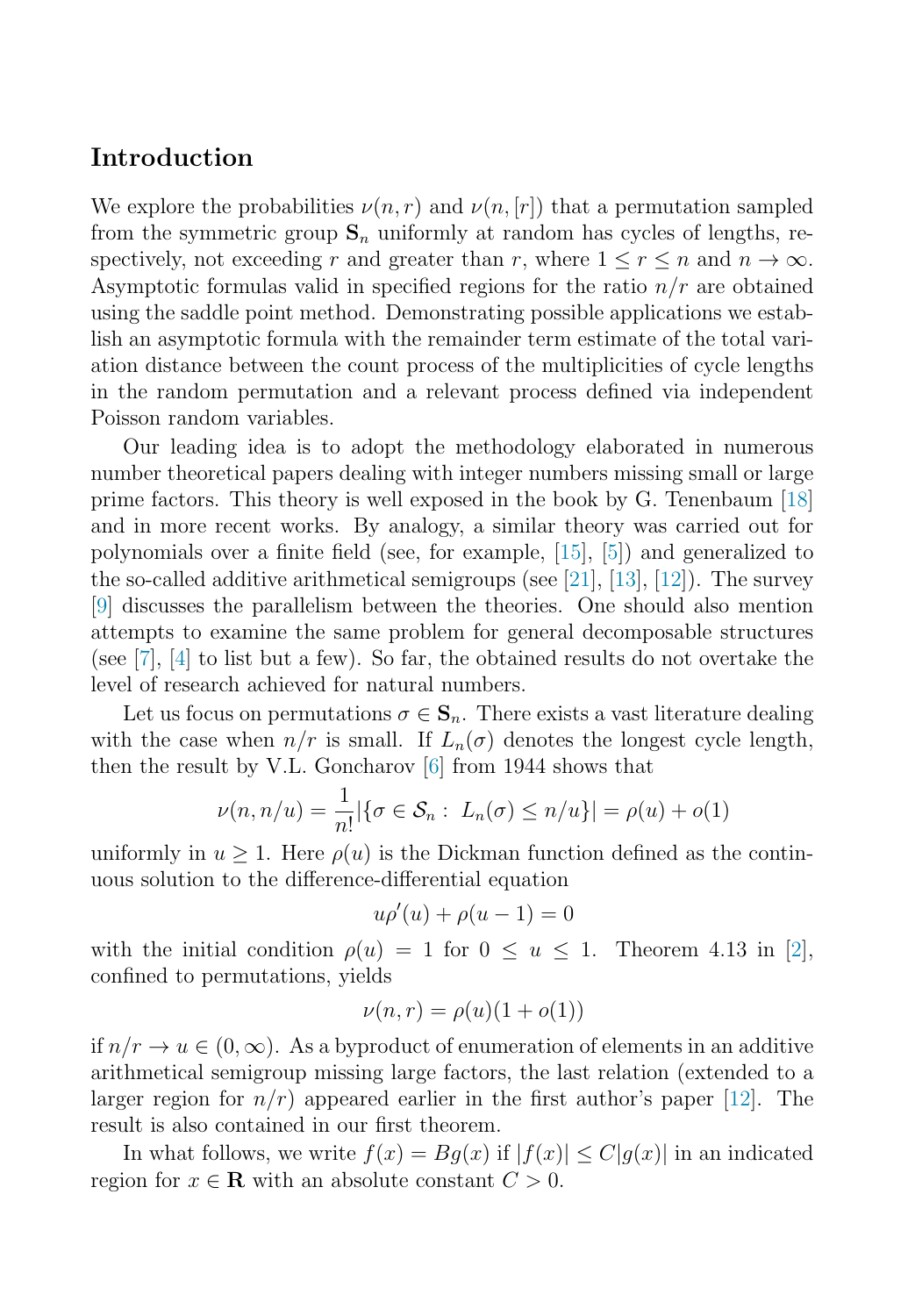## Introduction

We explore the probabilities $\nu(n, r)$ and $\nu(n, [r])$ that a permutation sampled from the symmetric group $\mathbf{S}_n$ uniformly at random has cycles of lengths, respectively, not exceeding $r$ and greater than $r$, where $1 \le r \le n$ and $n \to \infty$. Asymptotic formulas valid in specified regions for the ratio $n/r$ are obtained using the saddle point method. Demonstrating possible applications we establish an asymptotic formula with the remainder term estimate of the total variation distance between the count process of the multiplicities of cycle lengths in the random permutation and a relevant process defined via independent Poisson random variables.

Our leading idea is to adopt the methodology elaborated in numerous number theoretical papers dealing with integer numbers missing small or large prime factors. This theory is well exposed in the book by G. Tenenbaum [18] and in more recent works. By analogy, a similar theory was carried out for polynomials over a finite field (see, for example, [15], [5]) and generalized to the so-called additive arithmetical semigroups (see [21], [13], [12]). The survey [9] discusses the parallelism between the theories. One should also mention attempts to examine the same problem for general decomposable structures (see [7], [4] to list but a few). So far, the obtained results do not overtake the level of research achieved for natural numbers.

Let us focus on permutations $\sigma \in \mathbf{S}_n$. There exists a vast literature dealing with the case when $n/r$ is small. If $L_n(\sigma)$ denotes the longest cycle length, then the result by V.L. Goncharov [6] from 1944 shows that

$$\nu(n, n/u) = \frac{1}{n!} |\{\sigma \in \mathcal{S}_n : \ L_n(\sigma) \le n/u\}| = \rho(u) + o(1)$$

uniformly in $u \ge 1$. Here $\rho(u)$ is the Dickman function defined as the continuous solution to the difference-differential equation

$$u\rho'(u) + \rho(u-1) = 0$$

with the initial condition $\rho(u) = 1$ for $0 \le u \le 1$. Theorem 4.13 in [2], confined to permutations, yields

$$\nu(n, r) = \rho(u)(1 + o(1))$$

if $n/r \to u \in (0, \infty)$. As a byproduct of enumeration of elements in an additive arithmetical semigroup missing large factors, the last relation (extended to a larger region for $n/r$) appeared earlier in the first author's paper [12]. The result is also contained in our first theorem.

In what follows, we write $f(x) = Bg(x)$ if $|f(x)| \le C|g(x)|$ in an indicated region for $x \in \mathbf{R}$ with an absolute constant $C > 0$.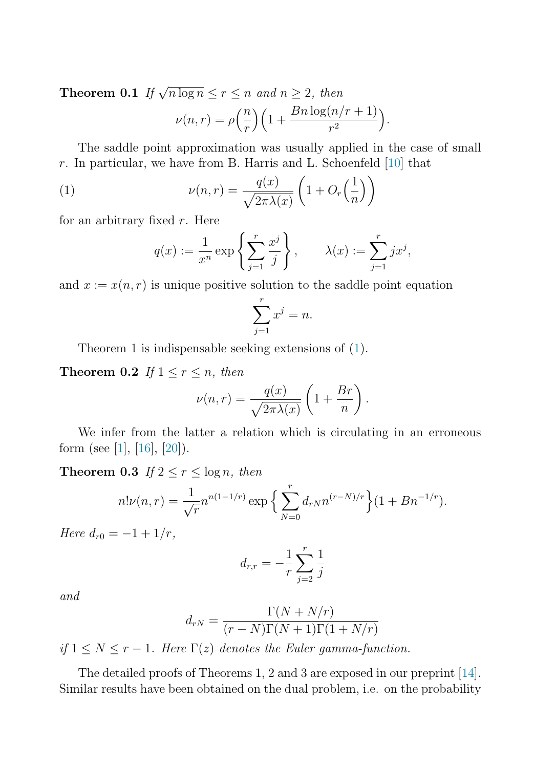**Theorem 0.1** *If $\sqrt{n\log n} \le r \le n$ and $n \ge 2$, then*

$$\nu(n,r) = \rho\Big(\frac{n}{r}\Big)\Big(1 + \frac{Bn\log(n/r+1)}{r^2}\Big).$$

The saddle point approximation was usually applied in the case of small $r$. In particular, we have from B. Harris and L. Schoenfeld [10] that

$$\nu(n,r) = \frac{q(x)}{\sqrt{2\pi\lambda(x)}}\left(1 + O_r\Big(\frac{1}{n}\Big)\right) \tag{1}$$

for an arbitrary fixed $r$. Here

$$q(x) := \frac{1}{x^n}\exp\left\{\sum_{j=1}^{r}\frac{x^j}{j}\right\}, \qquad \lambda(x) := \sum_{j=1}^{r} jx^j,$$

and $x := x(n,r)$ is unique positive solution to the saddle point equation

$$\sum_{j=1}^{r} x^j = n.$$

Theorem 1 is indispensable seeking extensions of (1).

**Theorem 0.2** *If $1 \le r \le n$, then*

$$\nu(n,r) = \frac{q(x)}{\sqrt{2\pi\lambda(x)}}\left(1 + \frac{Br}{n}\right).$$

We infer from the latter a relation which is circulating in an erroneous form (see [1], [16], [20]).

**Theorem 0.3** *If $2 \le r \le \log n$, then*

$$n!\nu(n,r) = \frac{1}{\sqrt{r}}n^{n(1-1/r)}\exp\Big\{\sum_{N=0}^{r} d_{rN}n^{(r-N)/r}\Big\}(1 + Bn^{-1/r}).$$

*Here $d_{r0} = -1 + 1/r$,*

$$d_{r,r} = -\frac{1}{r}\sum_{j=2}^{r}\frac{1}{j}$$

*and*

$$d_{rN} = \frac{\Gamma(N + N/r)}{(r-N)\Gamma(N+1)\Gamma(1+N/r)}$$

*if $1 \le N \le r-1$. Here $\Gamma(z)$ denotes the Euler gamma-function.*

The detailed proofs of Theorems 1, 2 and 3 are exposed in our preprint [14]. Similar results have been obtained on the dual problem, i.e. on the probability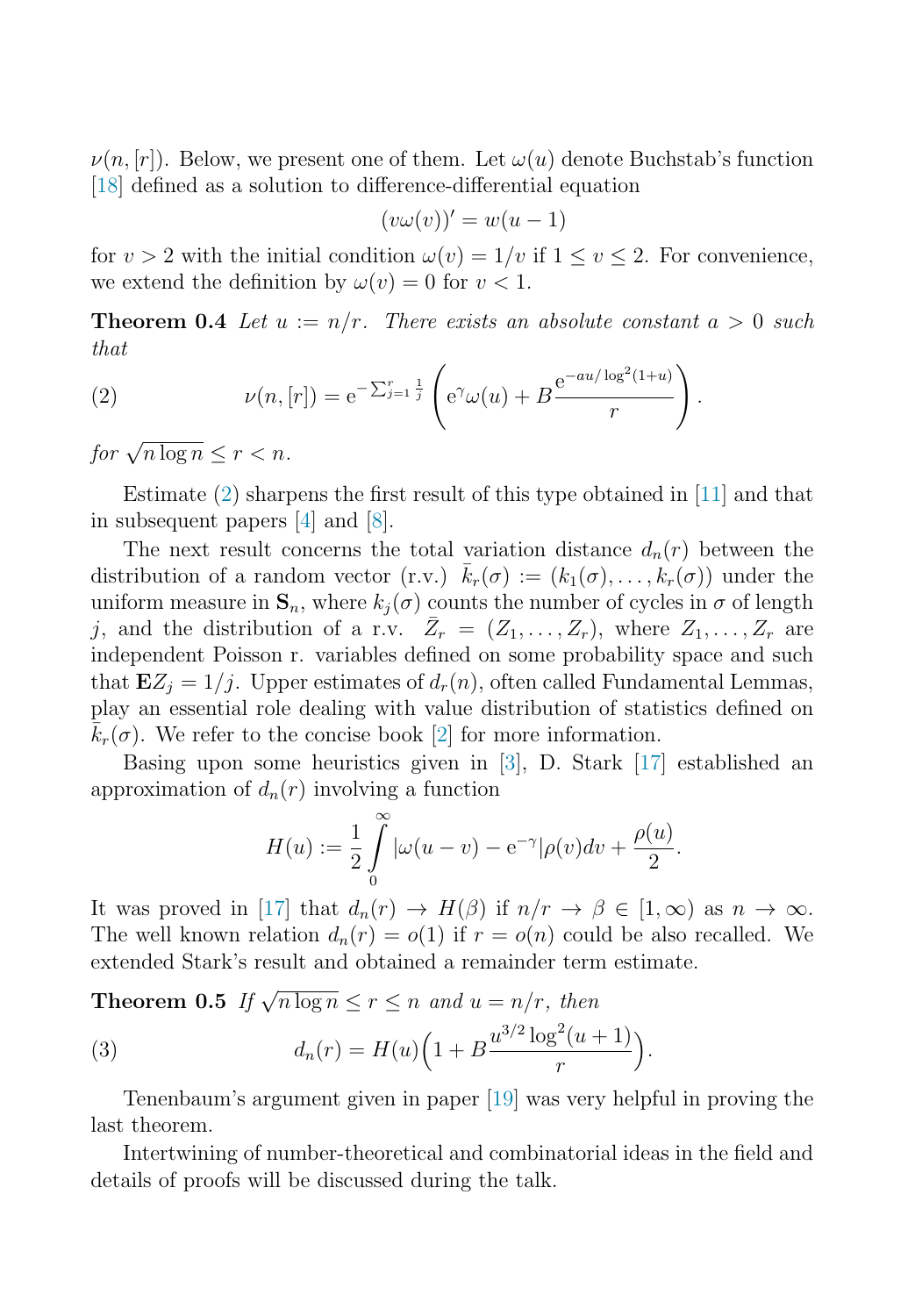$\nu(n,[r])$. Below, we present one of them. Let $\omega(u)$ denote Buchstab's function [18] defined as a solution to difference-differential equation

$$(v\omega(v))' = w(u-1)$$

for $v > 2$ with the initial condition $\omega(v) = 1/v$ if $1 \leq v \leq 2$. For convenience, we extend the definition by $\omega(v) = 0$ for $v < 1$.

**Theorem 0.4** *Let $u := n/r$. There exists an absolute constant $a > 0$ such that*

$$\nu(n,[r]) = \mathrm{e}^{-\sum_{j=1}^{r}\frac{1}{j}}\left(\mathrm{e}^{\gamma}\omega(u) + B\frac{\mathrm{e}^{-au/\log^2(1+u)}}{r}\right). \tag{2}$$

*for $\sqrt{n\log n} \leq r < n$.*

Estimate (2) sharpens the first result of this type obtained in [11] and that in subsequent papers [4] and [8].

The next result concerns the total variation distance $d_n(r)$ between the distribution of a random vector (r.v.) $\bar{k}_r(\sigma) := (k_1(\sigma), \ldots, k_r(\sigma))$ under the uniform measure in $\mathbf{S}_n$, where $k_j(\sigma)$ counts the number of cycles in $\sigma$ of length $j$, and the distribution of a r.v. $\bar{Z}_r = (Z_1, \ldots, Z_r)$, where $Z_1, \ldots, Z_r$ are independent Poisson r. variables defined on some probability space and such that $\mathbf{E}Z_j = 1/j$. Upper estimates of $d_r(n)$, often called Fundamental Lemmas, play an essential role dealing with value distribution of statistics defined on $\bar{k}_r(\sigma)$. We refer to the concise book [2] for more information.

Basing upon some heuristics given in [3], D. Stark [17] established an approximation of $d_n(r)$ involving a function

$$H(u) := \frac{1}{2}\int_0^{\infty} |\omega(u-v) - \mathrm{e}^{-\gamma}|\rho(v)dv + \frac{\rho(u)}{2}.$$

It was proved in [17] that $d_n(r) \to H(\beta)$ if $n/r \to \beta \in [1,\infty)$ as $n \to \infty$. The well known relation $d_n(r) = o(1)$ if $r = o(n)$ could be also recalled. We extended Stark's result and obtained a remainder term estimate.

**Theorem 0.5** *If $\sqrt{n\log n} \leq r \leq n$ and $u = n/r$, then*

$$d_n(r) = H(u)\Big(1 + B\frac{u^{3/2}\log^2(u+1)}{r}\Big). \tag{3}$$

Tenenbaum's argument given in paper [19] was very helpful in proving the last theorem.

Intertwining of number-theoretical and combinatorial ideas in the field and details of proofs will be discussed during the talk.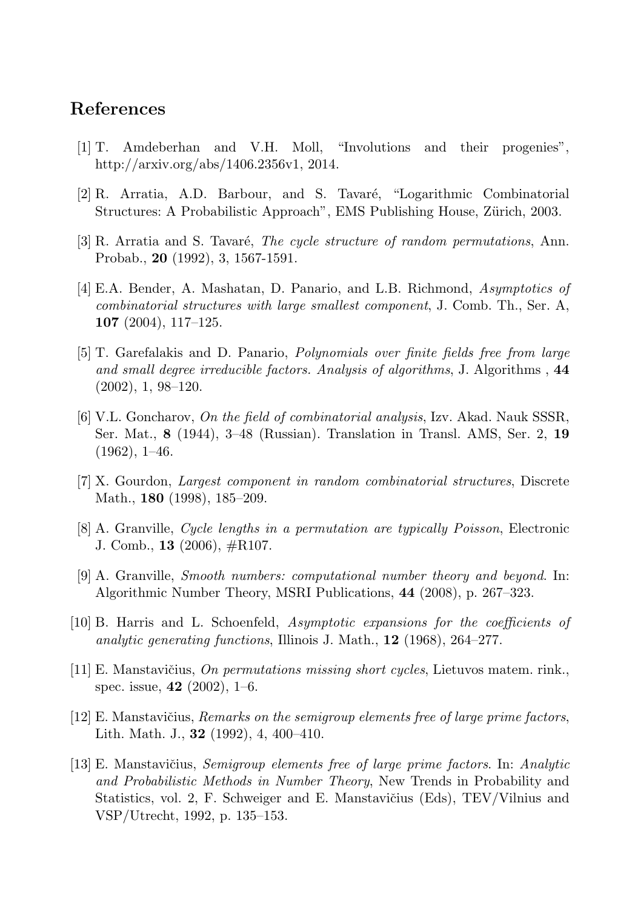## References

[1] T. Amdeberhan and V.H. Moll, "Involutions and their progenies", http://arxiv.org/abs/1406.2356v1, 2014.

[2] R. Arratia, A.D. Barbour, and S. Tavaré, "Logarithmic Combinatorial Structures: A Probabilistic Approach", EMS Publishing House, Zürich, 2003.

[3] R. Arratia and S. Tavaré, *The cycle structure of random permutations*, Ann. Probab., **20** (1992), 3, 1567-1591.

[4] E.A. Bender, A. Mashatan, D. Panario, and L.B. Richmond, *Asymptotics of combinatorial structures with large smallest component*, J. Comb. Th., Ser. A, **107** (2004), 117–125.

[5] T. Garefalakis and D. Panario, *Polynomials over finite fields free from large and small degree irreducible factors. Analysis of algorithms*, J. Algorithms , **44** (2002), 1, 98–120.

[6] V.L. Goncharov, *On the field of combinatorial analysis*, Izv. Akad. Nauk SSSR, Ser. Mat., **8** (1944), 3–48 (Russian). Translation in Transl. AMS, Ser. 2, **19** (1962), 1–46.

[7] X. Gourdon, *Largest component in random combinatorial structures*, Discrete Math., **180** (1998), 185–209.

[8] A. Granville, *Cycle lengths in a permutation are typically Poisson*, Electronic J. Comb., **13** (2006), #R107.

[9] A. Granville, *Smooth numbers: computational number theory and beyond*. In: Algorithmic Number Theory, MSRI Publications, **44** (2008), p. 267–323.

[10] B. Harris and L. Schoenfeld, *Asymptotic expansions for the coefficients of analytic generating functions*, Illinois J. Math., **12** (1968), 264–277.

[11] E. Manstavičius, *On permutations missing short cycles*, Lietuvos matem. rink., spec. issue, **42** (2002), 1–6.

[12] E. Manstavičius, *Remarks on the semigroup elements free of large prime factors*, Lith. Math. J., **32** (1992), 4, 400–410.

[13] E. Manstavičius, *Semigroup elements free of large prime factors*. In: *Analytic and Probabilistic Methods in Number Theory*, New Trends in Probability and Statistics, vol. 2, F. Schweiger and E. Manstavičius (Eds), TEV/Vilnius and VSP/Utrecht, 1992, p. 135–153.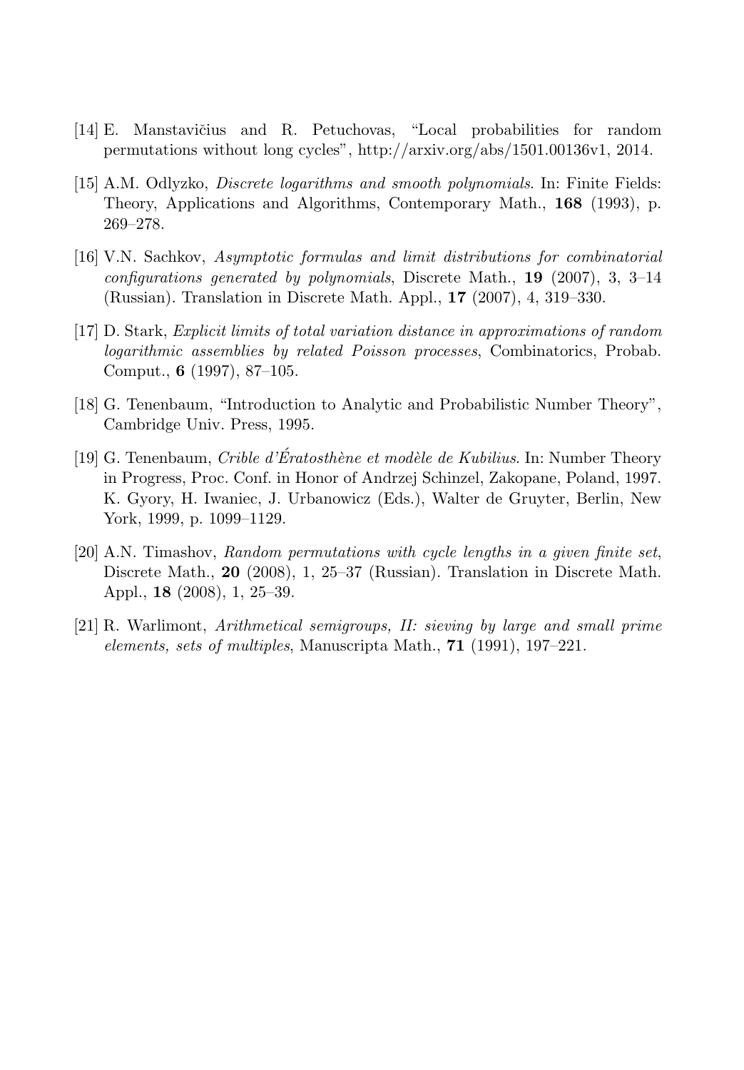[14] E. Manstavičius and R. Petuchovas, "Local probabilities for random permutations without long cycles", http://arxiv.org/abs/1501.00136v1, 2014.

[15] A.M. Odlyzko, *Discrete logarithms and smooth polynomials*. In: Finite Fields: Theory, Applications and Algorithms, Contemporary Math., **168** (1993), p. 269–278.

[16] V.N. Sachkov, *Asymptotic formulas and limit distributions for combinatorial configurations generated by polynomials*, Discrete Math., **19** (2007), 3, 3–14 (Russian). Translation in Discrete Math. Appl., **17** (2007), 4, 319–330.

[17] D. Stark, *Explicit limits of total variation distance in approximations of random logarithmic assemblies by related Poisson processes*, Combinatorics, Probab. Comput., **6** (1997), 87–105.

[18] G. Tenenbaum, "Introduction to Analytic and Probabilistic Number Theory", Cambridge Univ. Press, 1995.

[19] G. Tenenbaum, *Crible d'Ératosthène et modèle de Kubilius*. In: Number Theory in Progress, Proc. Conf. in Honor of Andrzej Schinzel, Zakopane, Poland, 1997. K. Gyory, H. Iwaniec, J. Urbanowicz (Eds.), Walter de Gruyter, Berlin, New York, 1999, p. 1099–1129.

[20] A.N. Timashov, *Random permutations with cycle lengths in a given finite set*, Discrete Math., **20** (2008), 1, 25–37 (Russian). Translation in Discrete Math. Appl., **18** (2008), 1, 25–39.

[21] R. Warlimont, *Arithmetical semigroups, II: sieving by large and small prime elements, sets of multiples*, Manuscripta Math., **71** (1991), 197–221.